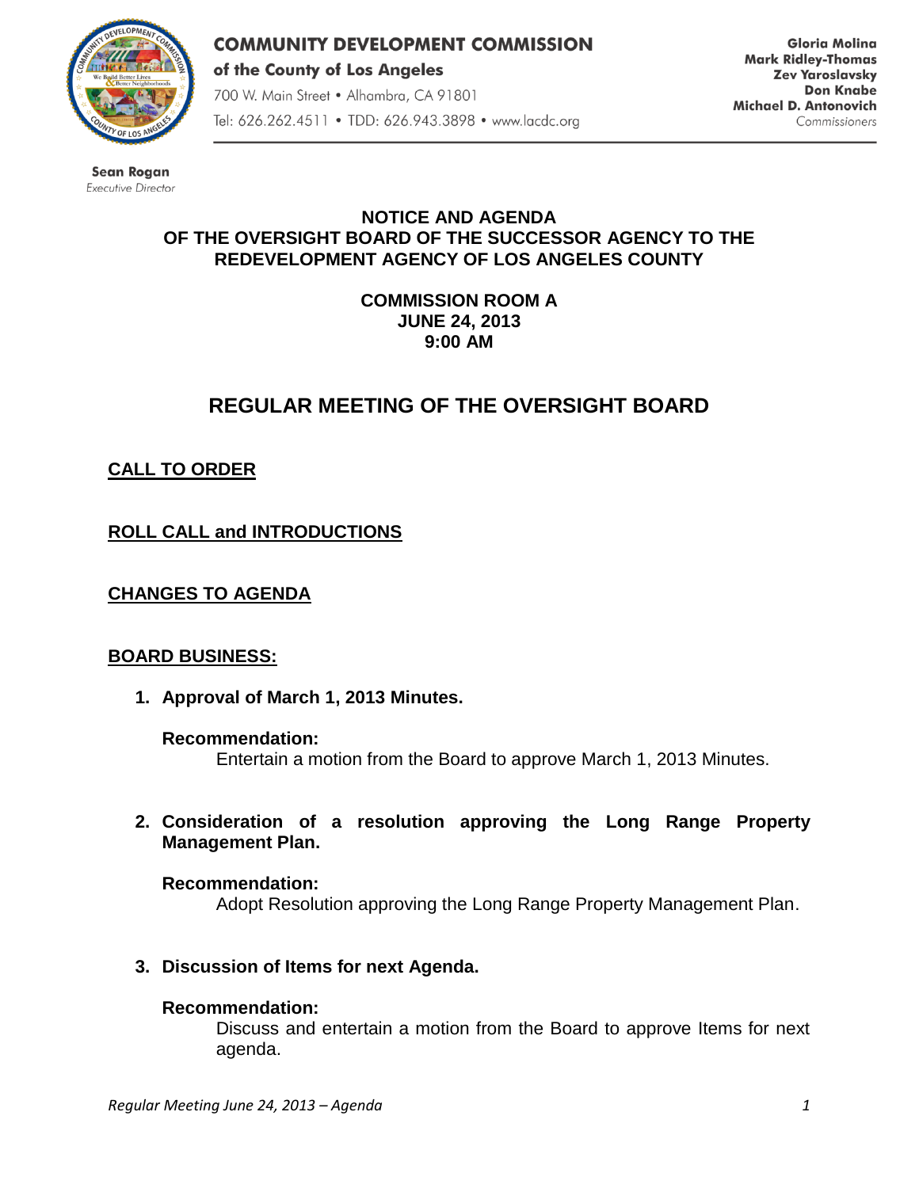**COMMUNITY DEVELOPMENT COMMISSION**
**of the County of Los Angeles**
700 W. Main Street • Alhambra, CA 91801
Tel: 626.262.4511 • TDD: 626.943.3898 • www.lacdc.org

**Gloria Molina**
**Mark Ridley-Thomas**
**Zev Yaroslavsky**
**Don Knabe**
**Michael D. Antonovich**
Commissioners

**Sean Rogan**
*Executive Director*

# NOTICE AND AGENDA OF THE OVERSIGHT BOARD OF THE SUCCESSOR AGENCY TO THE REDEVELOPMENT AGENCY OF LOS ANGELES COUNTY

**COMMISSION ROOM A**
**JUNE 24, 2013**
**9:00 AM**

## REGULAR MEETING OF THE OVERSIGHT BOARD

### CALL TO ORDER

### ROLL CALL and INTRODUCTIONS

### CHANGES TO AGENDA

### BOARD BUSINESS:

1. **Approval of March 1, 2013 Minutes.**

   **Recommendation:**
   Entertain a motion from the Board to approve March 1, 2013 Minutes.

2. **Consideration of a resolution approving the Long Range Property Management Plan.**

   **Recommendation:**
   Adopt Resolution approving the Long Range Property Management Plan.

3. **Discussion of Items for next Agenda.**

   **Recommendation:**
   Discuss and entertain a motion from the Board to approve Items for next agenda.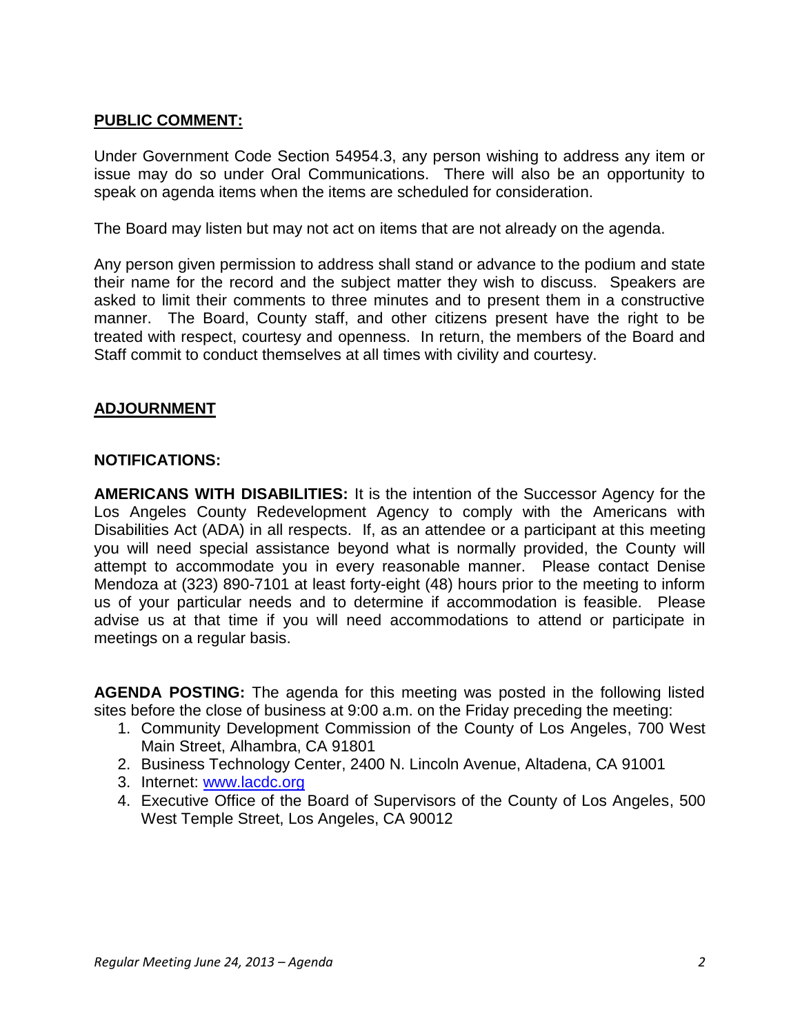## PUBLIC COMMENT:

Under Government Code Section 54954.3, any person wishing to address any item or issue may do so under Oral Communications. There will also be an opportunity to speak on agenda items when the items are scheduled for consideration.

The Board may listen but may not act on items that are not already on the agenda.

Any person given permission to address shall stand or advance to the podium and state their name for the record and the subject matter they wish to discuss. Speakers are asked to limit their comments to three minutes and to present them in a constructive manner. The Board, County staff, and other citizens present have the right to be treated with respect, courtesy and openness. In return, the members of the Board and Staff commit to conduct themselves at all times with civility and courtesy.

## ADJOURNMENT

**NOTIFICATIONS:**

**AMERICANS WITH DISABILITIES:** It is the intention of the Successor Agency for the Los Angeles County Redevelopment Agency to comply with the Americans with Disabilities Act (ADA) in all respects. If, as an attendee or a participant at this meeting you will need special assistance beyond what is normally provided, the County will attempt to accommodate you in every reasonable manner. Please contact Denise Mendoza at (323) 890-7101 at least forty-eight (48) hours prior to the meeting to inform us of your particular needs and to determine if accommodation is feasible. Please advise us at that time if you will need accommodations to attend or participate in meetings on a regular basis.

**AGENDA POSTING:** The agenda for this meeting was posted in the following listed sites before the close of business at 9:00 a.m. on the Friday preceding the meeting:

1. Community Development Commission of the County of Los Angeles, 700 West Main Street, Alhambra, CA 91801
2. Business Technology Center, 2400 N. Lincoln Avenue, Altadena, CA 91001
3. Internet: www.lacdc.org
4. Executive Office of the Board of Supervisors of the County of Los Angeles, 500 West Temple Street, Los Angeles, CA 90012